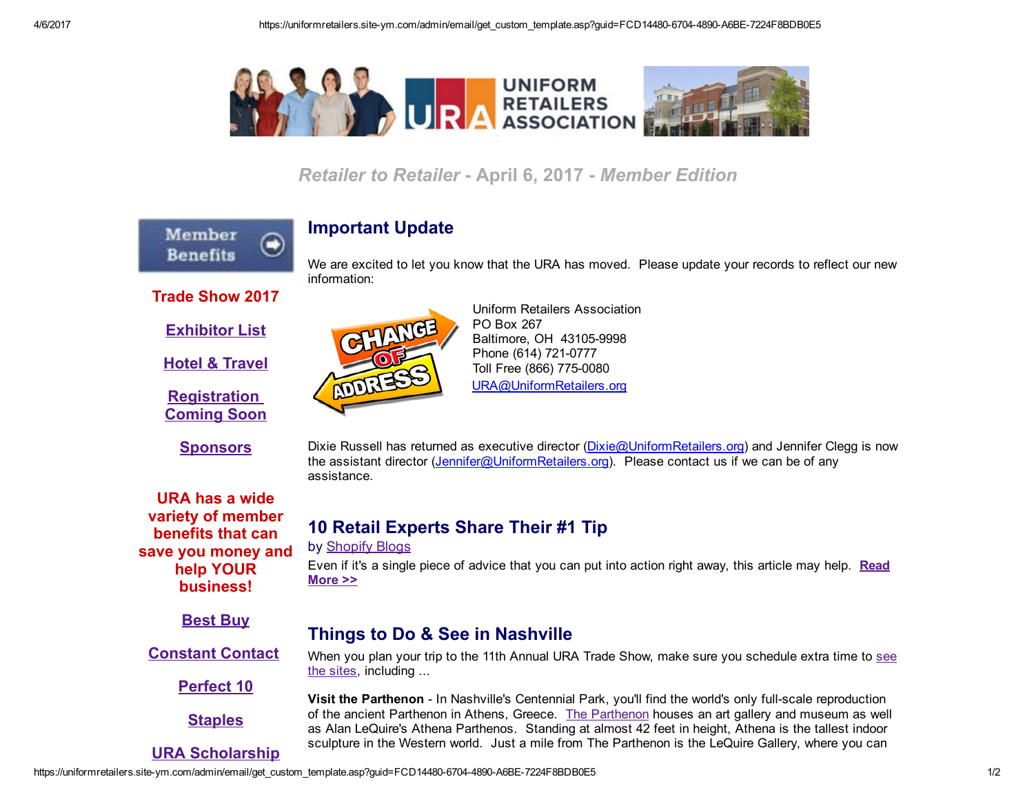# Retailer to Retailer - April 6, 2017 - Member Edition

Member Benefits

**Trade Show 2017**

**Exhibitor List**

**Hotel & Travel**

**Registration Coming Soon**

**Sponsors**

**URA has a wide variety of member benefits that can save you money and help YOUR business!**

**Best Buy**

**Constant Contact**

**Perfect 10**

**Staples**

**URA Scholarship**

## Important Update

We are excited to let you know that the URA has moved. Please update your records to reflect our new information:

Uniform Retailers Association
PO Box 267
Baltimore, OH 43105-9998
Phone (614) 721-0777
Toll Free (866) 775-0080
URA@UniformRetailers.org

Dixie Russell has returned as executive director (Dixie@UniformRetailers.org) and Jennifer Clegg is now the assistant director (Jennifer@UniformRetailers.org). Please contact us if we can be of any assistance.

## 10 Retail Experts Share Their #1 Tip

by Shopify Blogs

Even if it's a single piece of advice that you can put into action right away, this article may help. **Read More >>**

## Things to Do & See in Nashville

When you plan your trip to the 11th Annual URA Trade Show, make sure you schedule extra time to see the sites, including ...

**Visit the Parthenon** - In Nashville's Centennial Park, you'll find the world's only full-scale reproduction of the ancient Parthenon in Athens, Greece. The Parthenon houses an art gallery and museum as well as Alan LeQuire's Athena Parthenos. Standing at almost 42 feet in height, Athena is the tallest indoor sculpture in the Western world. Just a mile from The Parthenon is the LeQuire Gallery, where you can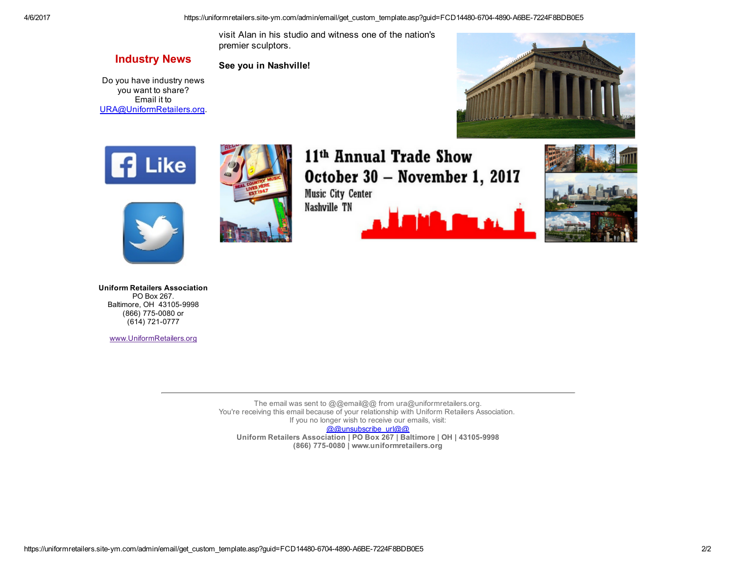visit Alan in his studio and witness one of the nation's premier sculptors.

**See you in Nashville!**

## Industry News

Do you have industry news you want to share?
Email it to URA@UniformRetailers.org.

11th Annual Trade Show
October 30 – November 1, 2017
Music City Center
Nashville TN

**Uniform Retailers Association**
PO Box 267.
Baltimore, OH 43105-9998
(866) 775-0080 or
(614) 721-0777

www.UniformRetailers.org

---

The email was sent to @@email@@ from ura@uniformretailers.org.
You're receiving this email because of your relationship with Uniform Retailers Association.
If you no longer wish to receive our emails, visit:
@@unsubscribe_url@@
**Uniform Retailers Association | PO Box 267 | Baltimore | OH | 43105-9998**
**(866) 775-0080 | www.uniformretailers.org**